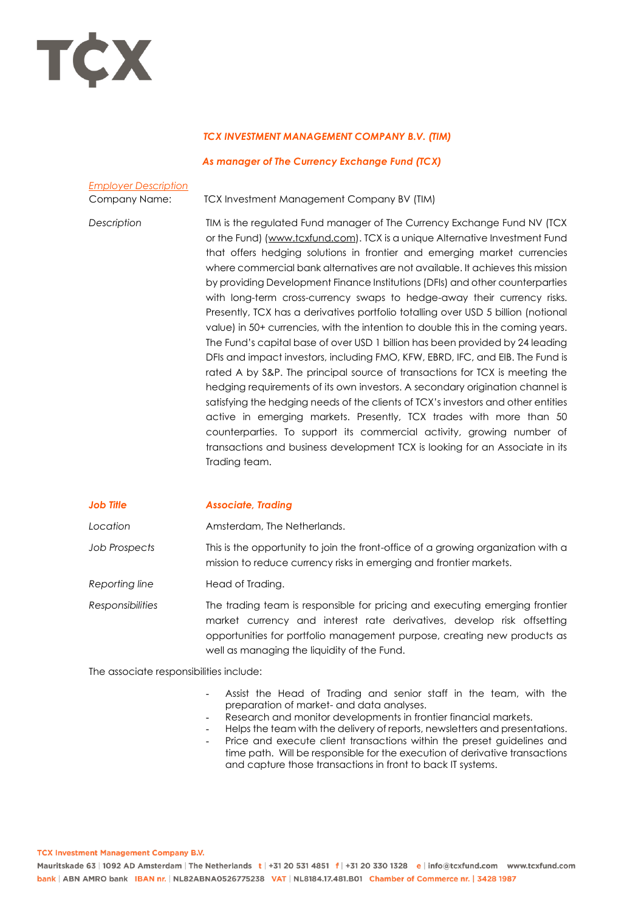# TCX

**_TCX INVESTMENT MANAGEMENT COMPANY B.V. (TIM)_**

**_As manager of The Currency Exchange Fund (TCX)_**

_Employer Description_

Company Name: TCX Investment Management Company BV (TIM)

_Description_

TIM is the regulated Fund manager of The Currency Exchange Fund NV (TCX or the Fund) (www.tcxfund.com). TCX is a unique Alternative Investment Fund that offers hedging solutions in frontier and emerging market currencies where commercial bank alternatives are not available. It achieves this mission by providing Development Finance Institutions (DFIs) and other counterparties with long-term cross-currency swaps to hedge-away their currency risks. Presently, TCX has a derivatives portfolio totalling over USD 5 billion (notional value) in 50+ currencies, with the intention to double this in the coming years. The Fund's capital base of over USD 1 billion has been provided by 24 leading DFIs and impact investors, including FMO, KFW, EBRD, IFC, and EIB. The Fund is rated A by S&P. The principal source of transactions for TCX is meeting the hedging requirements of its own investors. A secondary origination channel is satisfying the hedging needs of the clients of TCX's investors and other entities active in emerging markets. Presently, TCX trades with more than 50 counterparties. To support its commercial activity, growing number of transactions and business development TCX is looking for an Associate in its Trading team.

**_Job Title_** **_Associate, Trading_**

_Location_ Amsterdam, The Netherlands.

_Job Prospects_ This is the opportunity to join the front-office of a growing organization with a mission to reduce currency risks in emerging and frontier markets.

_Reporting line_ Head of Trading.

_Responsibilities_ The trading team is responsible for pricing and executing emerging frontier market currency and interest rate derivatives, develop risk offsetting opportunities for portfolio management purpose, creating new products as well as managing the liquidity of the Fund.

The associate responsibilities include:

- Assist the Head of Trading and senior staff in the team, with the preparation of market- and data analyses.
- Research and monitor developments in frontier financial markets.
- Helps the team with the delivery of reports, newsletters and presentations.
- Price and execute client transactions within the preset guidelines and time path. Will be responsible for the execution of derivative transactions and capture those transactions in front to back IT systems.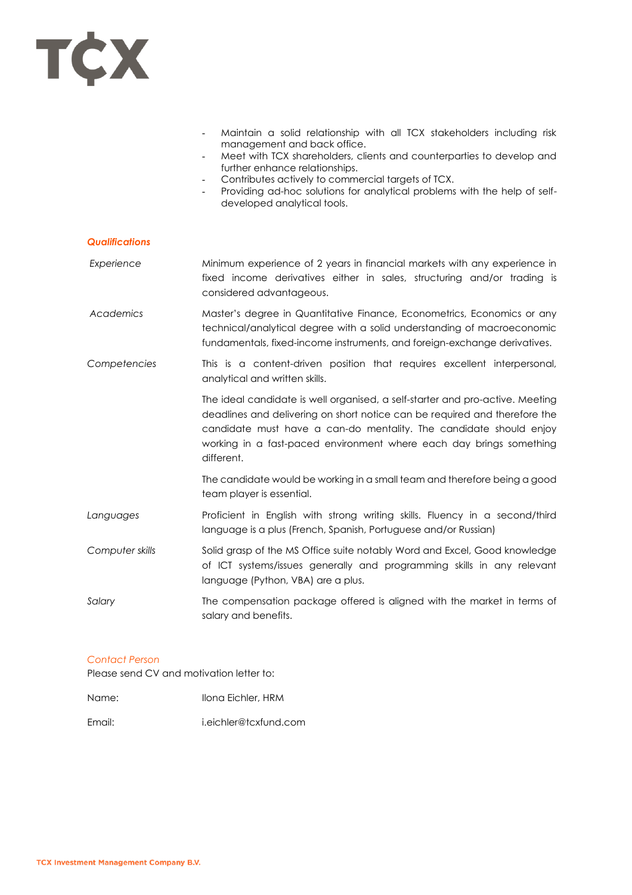- Maintain a solid relationship with all TCX stakeholders including risk management and back office.
- Meet with TCX shareholders, clients and counterparties to develop and further enhance relationships.
- Contributes actively to commercial targets of TCX.
- Providing ad-hoc solutions for analytical problems with the help of self-developed analytical tools.

## *Qualifications*

| | |
|---|---|
| *Experience* | Minimum experience of 2 years in financial markets with any experience in fixed income derivatives either in sales, structuring and/or trading is considered advantageous. |
| *Academics* | Master's degree in Quantitative Finance, Econometrics, Economics or any technical/analytical degree with a solid understanding of macroeconomic fundamentals, fixed-income instruments, and foreign-exchange derivatives. |
| *Competencies* | This is a content-driven position that requires excellent interpersonal, analytical and written skills. |
| | The ideal candidate is well organised, a self-starter and pro-active. Meeting deadlines and delivering on short notice can be required and therefore the candidate must have a can-do mentality. The candidate should enjoy working in a fast-paced environment where each day brings something different. |
| | The candidate would be working in a small team and therefore being a good team player is essential. |
| *Languages* | Proficient in English with strong writing skills. Fluency in a second/third language is a plus (French, Spanish, Portuguese and/or Russian) |
| *Computer skills* | Solid grasp of the MS Office suite notably Word and Excel, Good knowledge of ICT systems/issues generally and programming skills in any relevant language (Python, VBA) are a plus. |
| *Salary* | The compensation package offered is aligned with the market in terms of salary and benefits. |

## *Contact Person*

Please send CV and motivation letter to:

| | |
|---|---|
| Name: | Ilona Eichler, HRM |
| Email: | i.eichler@tcxfund.com |